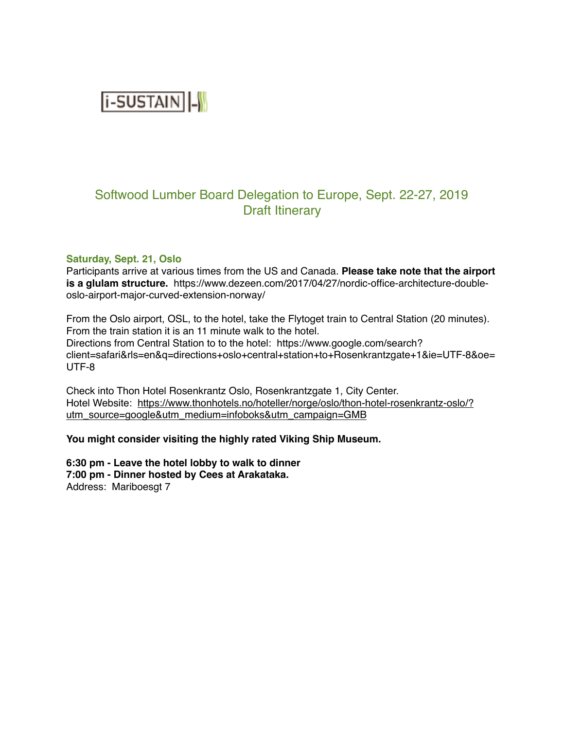i-SUSTAIN

## Softwood Lumber Board Delegation to Europe, Sept. 22-27, 2019
## Draft Itinerary

### Saturday, Sept. 21, Oslo

Participants arrive at various times from the US and Canada. **Please take note that the airport is a glulam structure.** https://www.dezeen.com/2017/04/27/nordic-office-architecture-double-oslo-airport-major-curved-extension-norway/

From the Oslo airport, OSL, to the hotel, take the Flytoget train to Central Station (20 minutes). From the train station it is an 11 minute walk to the hotel.
Directions from Central Station to to the hotel: https://www.google.com/search?client=safari&rls=en&q=directions+oslo+central+station+to+Rosenkrantzgate+1&ie=UTF-8&oe=UTF-8

Check into Thon Hotel Rosenkrantz Oslo, Rosenkrantzgate 1, City Center.
Hotel Website: https://www.thonhotels.no/hoteller/norge/oslo/thon-hotel-rosenkrantz-oslo/?utm_source=google&utm_medium=infoboks&utm_campaign=GMB

**You might consider visiting the highly rated Viking Ship Museum.**

**6:30 pm - Leave the hotel lobby to walk to dinner**
**7:00 pm - Dinner hosted by Cees at Arakataka.**
Address: Mariboesgt 7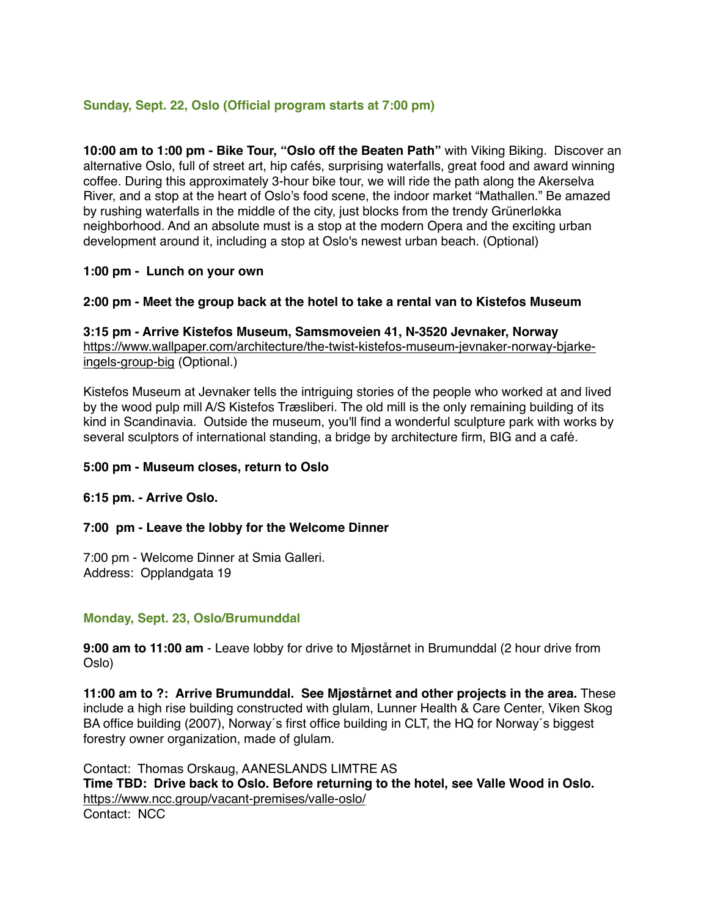## Sunday, Sept. 22, Oslo (Official program starts at 7:00 pm)

**10:00 am to 1:00 pm - Bike Tour, "Oslo off the Beaten Path"** with Viking Biking. Discover an alternative Oslo, full of street art, hip cafés, surprising waterfalls, great food and award winning coffee. During this approximately 3-hour bike tour, we will ride the path along the Akerselva River, and a stop at the heart of Oslo's food scene, the indoor market "Mathallen." Be amazed by rushing waterfalls in the middle of the city, just blocks from the trendy Grünerløkka neighborhood. And an absolute must is a stop at the modern Opera and the exciting urban development around it, including a stop at Oslo's newest urban beach. (Optional)

**1:00 pm - Lunch on your own**

**2:00 pm - Meet the group back at the hotel to take a rental van to Kistefos Museum**

**3:15 pm - Arrive Kistefos Museum, Samsmoveien 41, N-3520 Jevnaker, Norway**
https://www.wallpaper.com/architecture/the-twist-kistefos-museum-jevnaker-norway-bjarke-ingels-group-big (Optional.)

Kistefos Museum at Jevnaker tells the intriguing stories of the people who worked at and lived by the wood pulp mill A/S Kistefos Træsliberi. The old mill is the only remaining building of its kind in Scandinavia. Outside the museum, you'll find a wonderful sculpture park with works by several sculptors of international standing, a bridge by architecture firm, BIG and a café.

**5:00 pm - Museum closes, return to Oslo**

**6:15 pm. - Arrive Oslo.**

**7:00 pm - Leave the lobby for the Welcome Dinner**

7:00 pm - Welcome Dinner at Smia Galleri.
Address: Opplandgata 19

## Monday, Sept. 23, Oslo/Brumunddal

**9:00 am to 11:00 am** - Leave lobby for drive to Mjøstårnet in Brumunddal (2 hour drive from Oslo)

**11:00 am to ?: Arrive Brumunddal. See Mjøstårnet and other projects in the area.** These include a high rise building constructed with glulam, Lunner Health & Care Center, Viken Skog BA office building (2007), Norway´s first office building in CLT, the HQ for Norway´s biggest forestry owner organization, made of glulam.

Contact: Thomas Orskaug, AANESLANDS LIMTRE AS
**Time TBD: Drive back to Oslo. Before returning to the hotel, see Valle Wood in Oslo.**
https://www.ncc.group/vacant-premises/valle-oslo/
Contact: NCC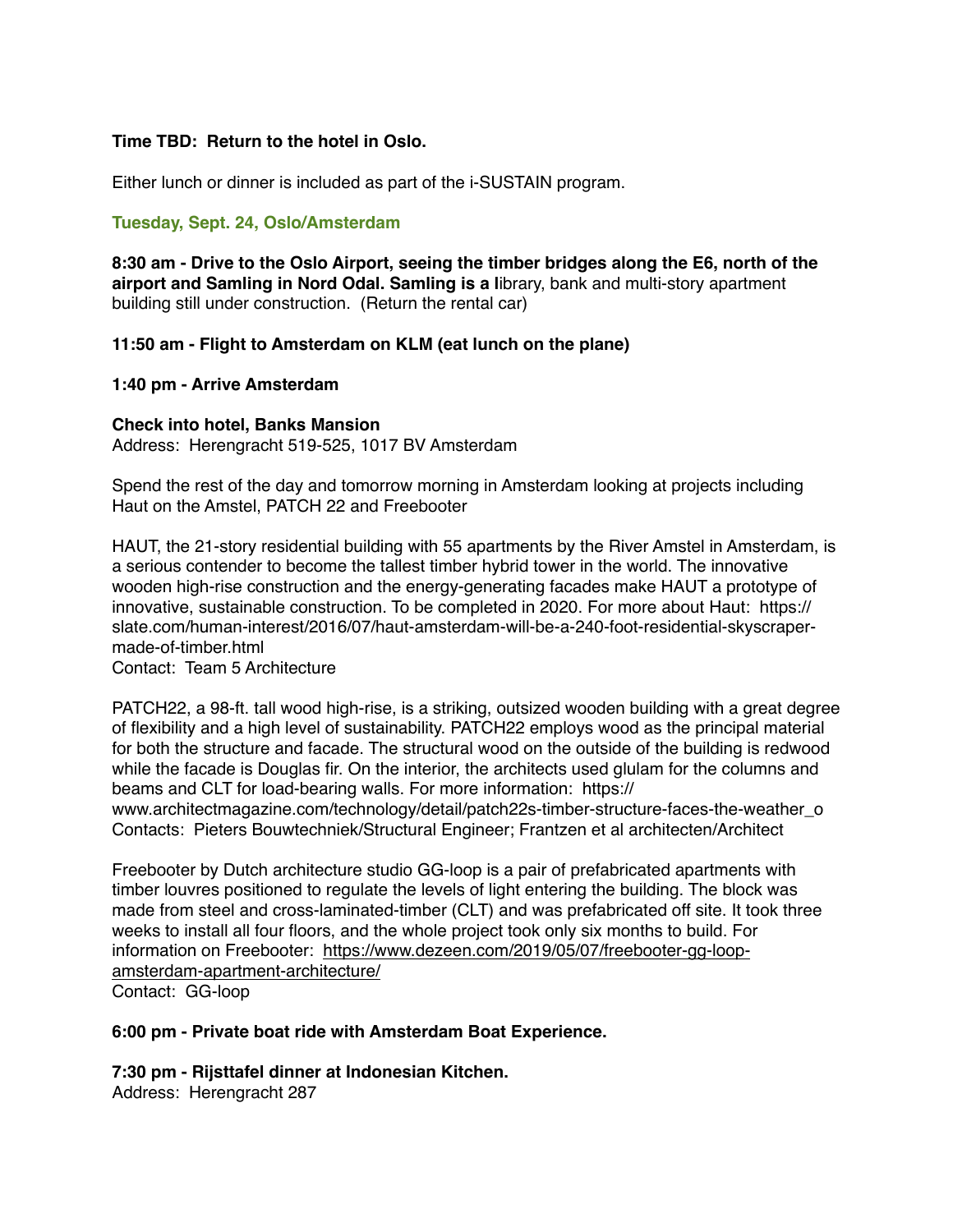**Time TBD: Return to the hotel in Oslo.**

Either lunch or dinner is included as part of the i-SUSTAIN program.

### Tuesday, Sept. 24, Oslo/Amsterdam

**8:30 am - Drive to the Oslo Airport, seeing the timber bridges along the E6, north of the airport and Samling in Nord Odal. Samling is a l**ibrary, bank and multi-story apartment building still under construction. (Return the rental car)

**11:50 am - Flight to Amsterdam on KLM (eat lunch on the plane)**

**1:40 pm - Arrive Amsterdam**

**Check into hotel, Banks Mansion**
Address: Herengracht 519-525, 1017 BV Amsterdam

Spend the rest of the day and tomorrow morning in Amsterdam looking at projects including Haut on the Amstel, PATCH 22 and Freebooter

HAUT, the 21-story residential building with 55 apartments by the River Amstel in Amsterdam, is a serious contender to become the tallest timber hybrid tower in the world. The innovative wooden high-rise construction and the energy-generating facades make HAUT a prototype of innovative, sustainable construction. To be completed in 2020. For more about Haut: https://slate.com/human-interest/2016/07/haut-amsterdam-will-be-a-240-foot-residential-skyscraper-made-of-timber.html
Contact: Team 5 Architecture

PATCH22, a 98-ft. tall wood high-rise, is a striking, outsized wooden building with a great degree of flexibility and a high level of sustainability. PATCH22 employs wood as the principal material for both the structure and facade. The structural wood on the outside of the building is redwood while the facade is Douglas fir. On the interior, the architects used glulam for the columns and beams and CLT for load-bearing walls. For more information: https://www.architectmagazine.com/technology/detail/patch22s-timber-structure-faces-the-weather_o
Contacts: Pieters Bouwtechniek/Structural Engineer; Frantzen et al architecten/Architect

Freebooter by Dutch architecture studio GG-loop is a pair of prefabricated apartments with timber louvres positioned to regulate the levels of light entering the building. The block was made from steel and cross-laminated-timber (CLT) and was prefabricated off site. It took three weeks to install all four floors, and the whole project took only six months to build. For information on Freebooter: https://www.dezeen.com/2019/05/07/freebooter-gg-loop-amsterdam-apartment-architecture/
Contact: GG-loop

**6:00 pm - Private boat ride with Amsterdam Boat Experience.**

**7:30 pm - Rijsttafel dinner at Indonesian Kitchen.**
Address: Herengracht 287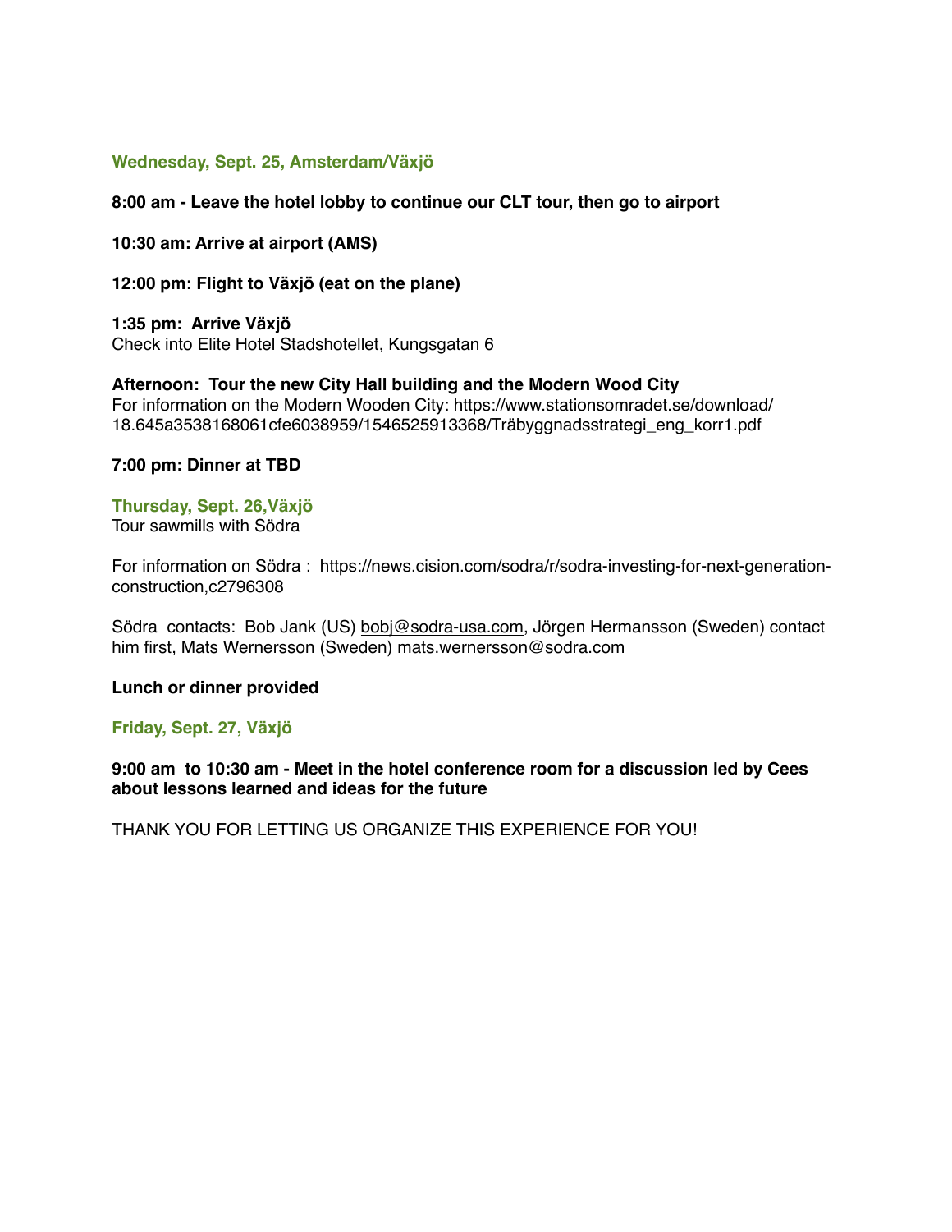### Wednesday, Sept. 25, Amsterdam/Växjö

**8:00 am - Leave the hotel lobby to continue our CLT tour, then go to airport**

**10:30 am: Arrive at airport (AMS)**

**12:00 pm: Flight to Växjö (eat on the plane)**

**1:35 pm: Arrive Växjö**
Check into Elite Hotel Stadshotellet, Kungsgatan 6

**Afternoon: Tour the new City Hall building and the Modern Wood City**
For information on the Modern Wooden City: https://www.stationsomradet.se/download/18.645a3538168061cfe6038959/1546525913368/Träbyggnadsstrategi_eng_korr1.pdf

**7:00 pm: Dinner at TBD**

### Thursday, Sept. 26,Växjö

Tour sawmills with Södra

For information on Södra : https://news.cision.com/sodra/r/sodra-investing-for-next-generation-construction,c2796308

Södra contacts: Bob Jank (US) bobj@sodra-usa.com, Jörgen Hermansson (Sweden) contact him first, Mats Wernersson (Sweden) mats.wernersson@sodra.com

**Lunch or dinner provided**

### Friday, Sept. 27, Växjö

**9:00 am to 10:30 am - Meet in the hotel conference room for a discussion led by Cees about lessons learned and ideas for the future**

THANK YOU FOR LETTING US ORGANIZE THIS EXPERIENCE FOR YOU!